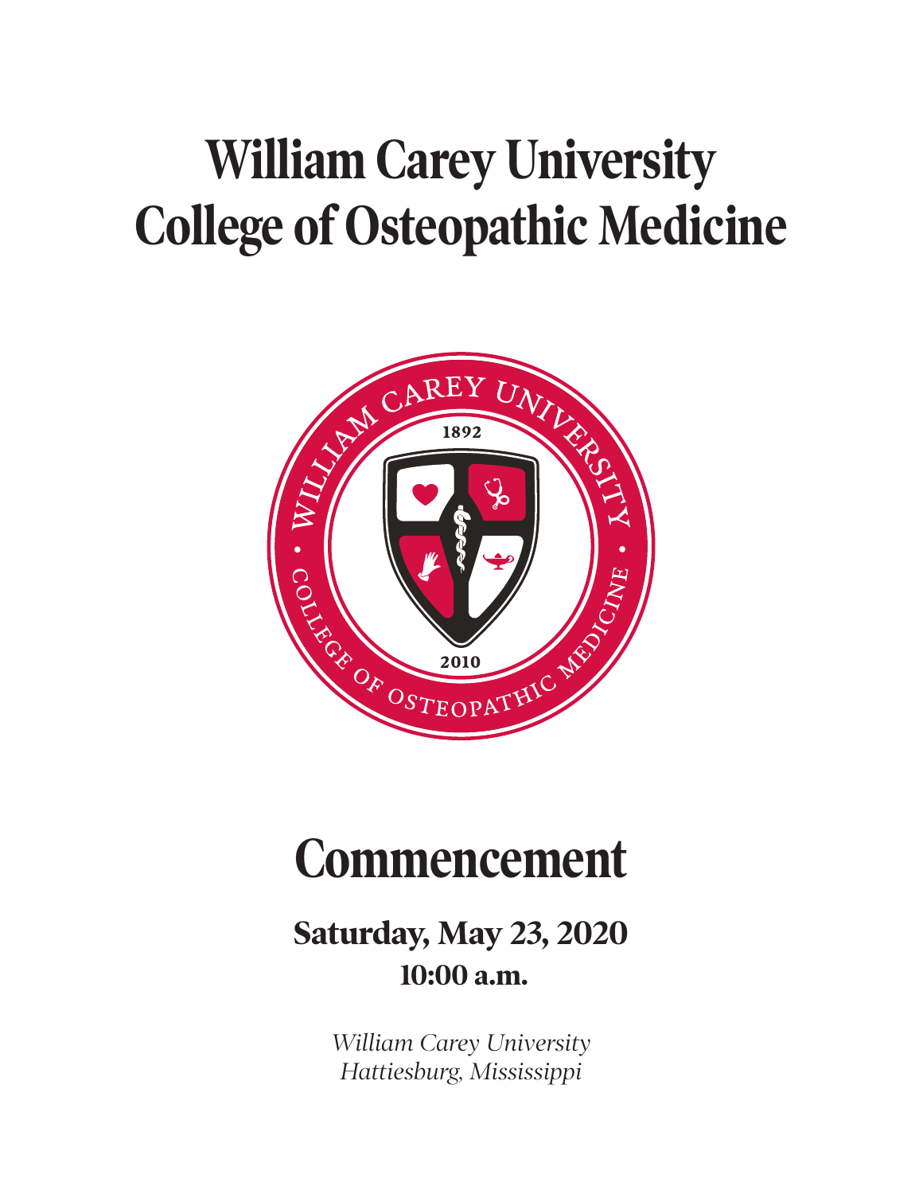# William Carey University College of Osteopathic Medicine

WILLIAM CAREY UNIVERSITY

1892

2010

COLLEGE OF OSTEOPATHIC MEDICINE

# Commencement

## Saturday, May 23, 2020

### 10:00 a.m.

*William Carey University*
*Hattiesburg, Mississippi*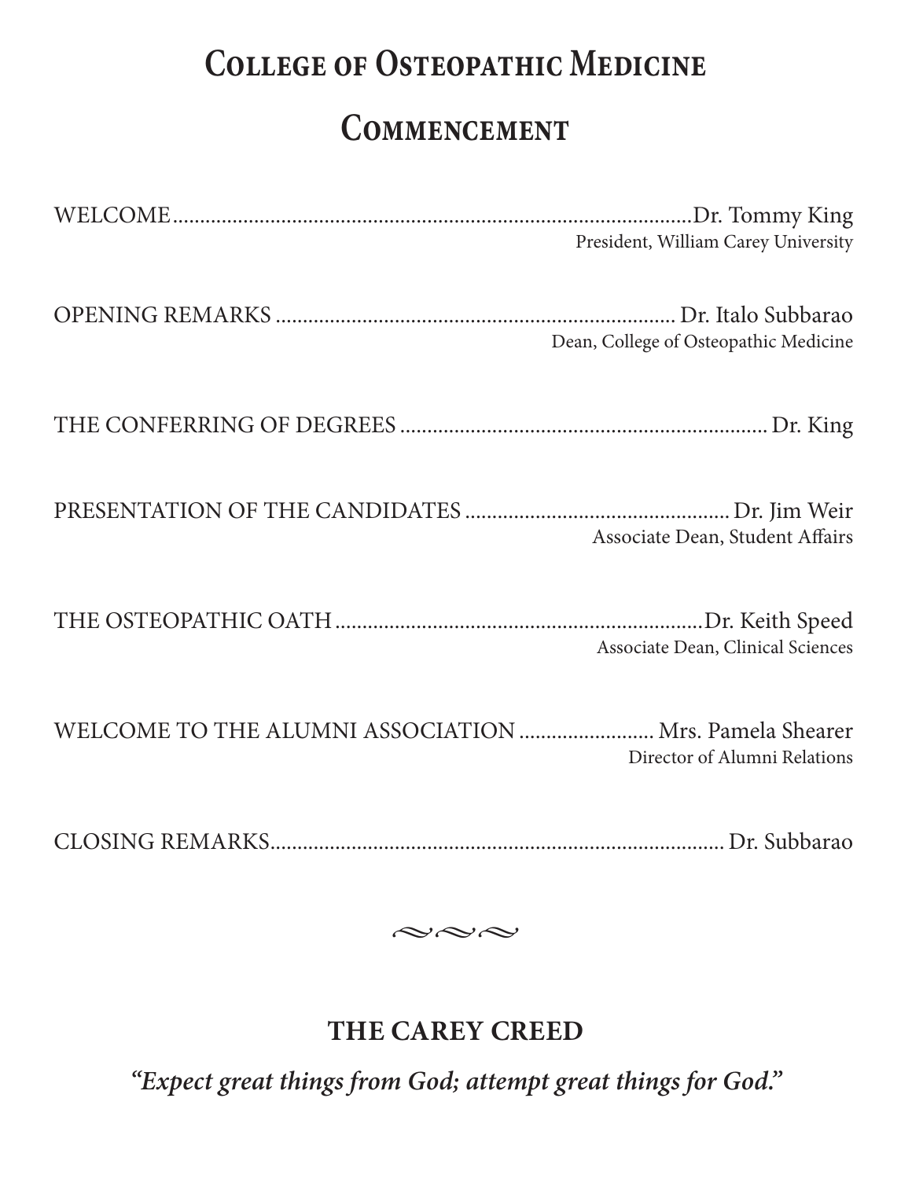# College of Osteopathic Medicine

# Commencement

WELCOME .................................................. Dr. Tommy King
President, William Carey University

OPENING REMARKS .................................................. Dr. Italo Subbarao
Dean, College of Osteopathic Medicine

THE CONFERRING OF DEGREES .................................................. Dr. King

PRESENTATION OF THE CANDIDATES .................................................. Dr. Jim Weir
Associate Dean, Student Affairs

THE OSTEOPATHIC OATH .................................................. Dr. Keith Speed
Associate Dean, Clinical Sciences

WELCOME TO THE ALUMNI ASSOCIATION .................................................. Mrs. Pamela Shearer
Director of Alumni Relations

CLOSING REMARKS .................................................. Dr. Subbarao

## THE CAREY CREED

***"Expect great things from God; attempt great things for God."***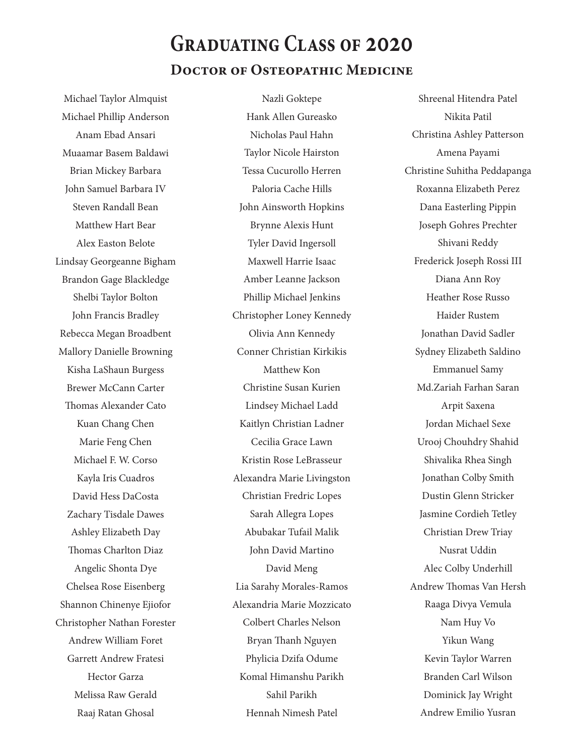# Graduating Class of 2020

## Doctor of Osteopathic Medicine

Michael Taylor Almquist
Michael Phillip Anderson
Anam Ebad Ansari
Muaamar Basem Baldawi
Brian Mickey Barbara
John Samuel Barbara IV
Steven Randall Bean
Matthew Hart Bear
Alex Easton Belote
Lindsay Georgeanne Bigham
Brandon Gage Blackledge
Shelbi Taylor Bolton
John Francis Bradley
Rebecca Megan Broadbent
Mallory Danielle Browning
Kisha LaShaun Burgess
Brewer McCann Carter
Thomas Alexander Cato
Kuan Chang Chen
Marie Feng Chen
Michael F. W. Corso
Kayla Iris Cuadros
David Hess DaCosta
Zachary Tisdale Dawes
Ashley Elizabeth Day
Thomas Charlton Diaz
Angelic Shonta Dye
Chelsea Rose Eisenberg
Shannon Chinenye Ejiofor
Christopher Nathan Forester
Andrew William Foret
Garrett Andrew Fratesi
Hector Garza
Melissa Raw Gerald
Raaj Ratan Ghosal
Nazli Goktepe
Hank Allen Gureasko
Nicholas Paul Hahn
Taylor Nicole Hairston
Tessa Cucurollo Herren
Paloria Cache Hills
John Ainsworth Hopkins
Brynne Alexis Hunt
Tyler David Ingersoll
Maxwell Harrie Isaac
Amber Leanne Jackson
Phillip Michael Jenkins
Christopher Loney Kennedy
Olivia Ann Kennedy
Conner Christian Kirkikis
Matthew Kon
Christine Susan Kurien
Lindsey Michael Ladd
Kaitlyn Christian Ladner
Cecilia Grace Lawn
Kristin Rose LeBrasseur
Alexandra Marie Livingston
Christian Fredric Lopes
Sarah Allegra Lopes
Abubakar Tufail Malik
John David Martino
David Meng
Lia Sarahy Morales-Ramos
Alexandria Marie Mozzicato
Colbert Charles Nelson
Bryan Thanh Nguyen
Phylicia Dzifa Odume
Komal Himanshu Parikh
Sahil Parikh
Hennah Nimesh Patel
Shreenal Hitendra Patel
Nikita Patil
Christina Ashley Patterson
Amena Payami
Christine Suhitha Peddapanga
Roxanna Elizabeth Perez
Dana Easterling Pippin
Joseph Gohres Prechter
Shivani Reddy
Frederick Joseph Rossi III
Diana Ann Roy
Heather Rose Russo
Haider Rustem
Jonathan David Sadler
Sydney Elizabeth Saldino
Emmanuel Samy
Md.Zariah Farhan Saran
Arpit Saxena
Jordan Michael Sexe
Urooj Chouhdry Shahid
Shivalika Rhea Singh
Jonathan Colby Smith
Dustin Glenn Stricker
Jasmine Cordieh Tetley
Christian Drew Triay
Nusrat Uddin
Alec Colby Underhill
Andrew Thomas Van Hersh
Raaga Divya Vemula
Nam Huy Vo
Yikun Wang
Kevin Taylor Warren
Branden Carl Wilson
Dominick Jay Wright
Andrew Emilio Yusran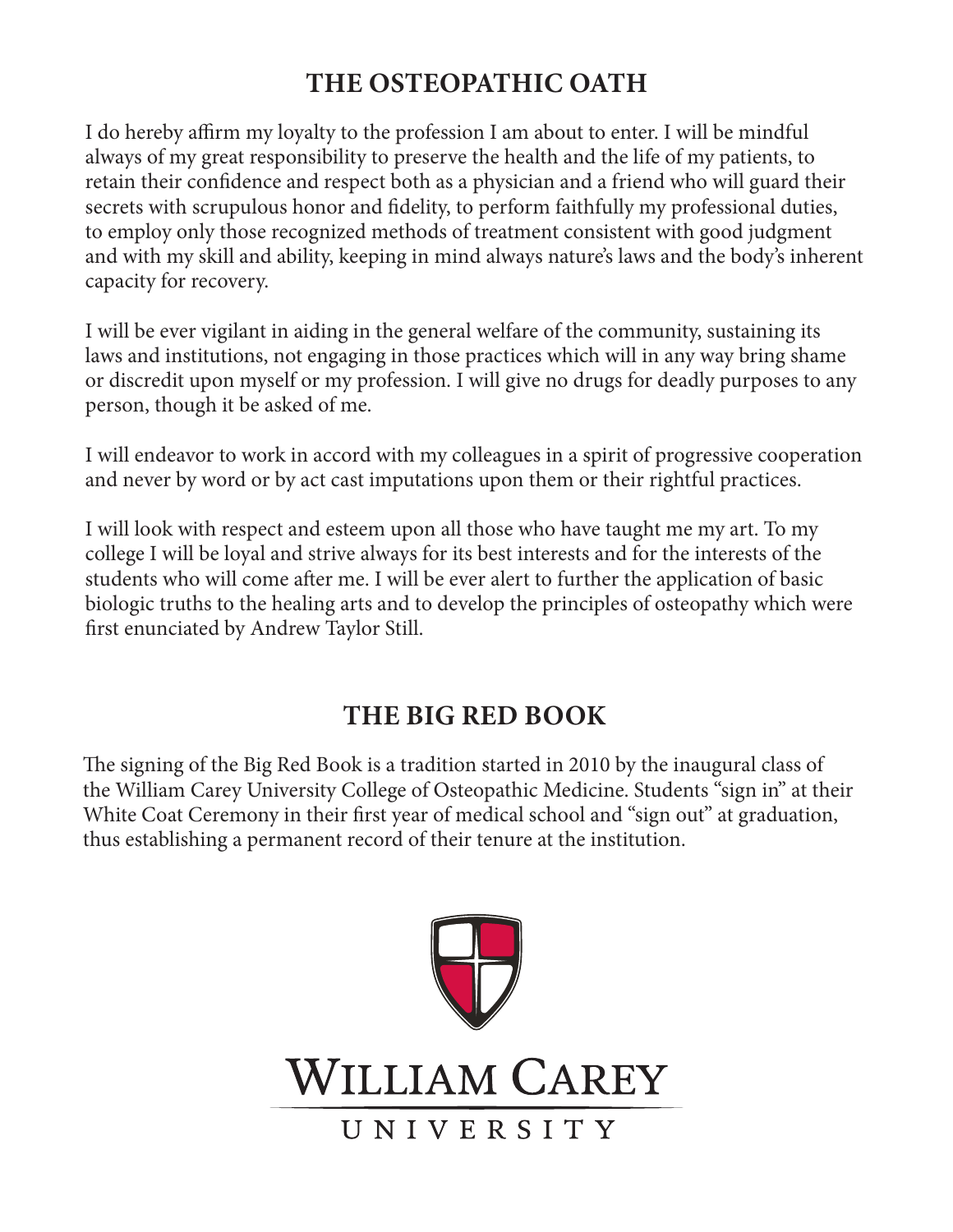# THE OSTEOPATHIC OATH

I do hereby affirm my loyalty to the profession I am about to enter. I will be mindful always of my great responsibility to preserve the health and the life of my patients, to retain their confidence and respect both as a physician and a friend who will guard their secrets with scrupulous honor and fidelity, to perform faithfully my professional duties, to employ only those recognized methods of treatment consistent with good judgment and with my skill and ability, keeping in mind always nature's laws and the body's inherent capacity for recovery.

I will be ever vigilant in aiding in the general welfare of the community, sustaining its laws and institutions, not engaging in those practices which will in any way bring shame or discredit upon myself or my profession. I will give no drugs for deadly purposes to any person, though it be asked of me.

I will endeavor to work in accord with my colleagues in a spirit of progressive cooperation and never by word or by act cast imputations upon them or their rightful practices.

I will look with respect and esteem upon all those who have taught me my art. To my college I will be loyal and strive always for its best interests and for the interests of the students who will come after me. I will be ever alert to further the application of basic biologic truths to the healing arts and to develop the principles of osteopathy which were first enunciated by Andrew Taylor Still.

# THE BIG RED BOOK

The signing of the Big Red Book is a tradition started in 2010 by the inaugural class of the William Carey University College of Osteopathic Medicine. Students "sign in" at their White Coat Ceremony in their first year of medical school and "sign out" at graduation, thus establishing a permanent record of their tenure at the institution.

WILLIAM CAREY

UNIVERSITY